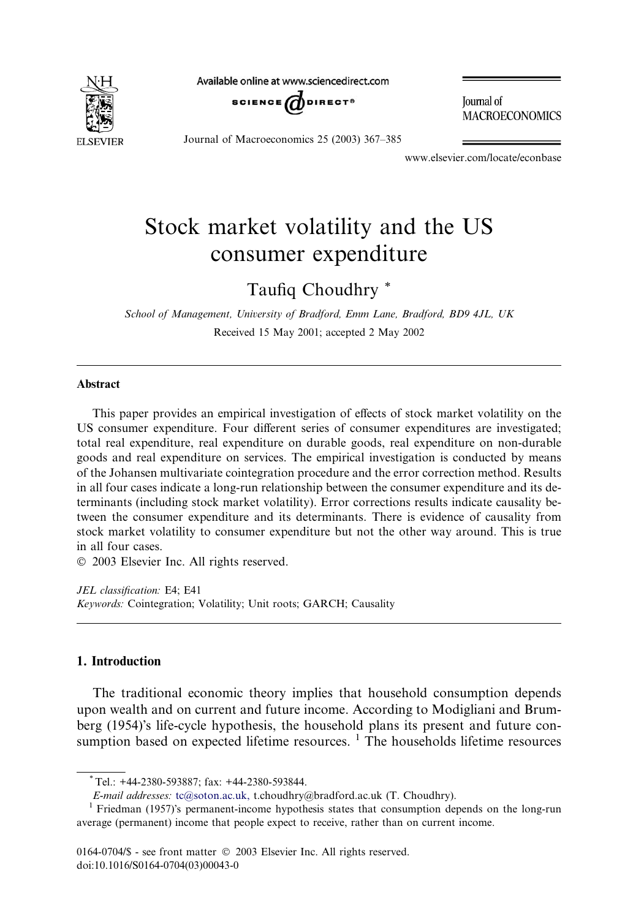# Stock market volatility and the US consumer expenditure

Taufiq Choudhry *

*School of Management, University of Bradford, Emm Lane, Bradford, BD9 4JL, UK*

Received 15 May 2001; accepted 2 May 2002

## Abstract

This paper provides an empirical investigation of effects of stock market volatility on the US consumer expenditure. Four different series of consumer expenditures are investigated; total real expenditure, real expenditure on durable goods, real expenditure on non-durable goods and real expenditure on services. The empirical investigation is conducted by means of the Johansen multivariate cointegration procedure and the error correction method. Results in all four cases indicate a long-run relationship between the consumer expenditure and its determinants (including stock market volatility). Error corrections results indicate causality between the consumer expenditure and its determinants. There is evidence of causality from stock market volatility to consumer expenditure but not the other way around. This is true in all four cases.

© 2003 Elsevier Inc. All rights reserved.

*JEL classification:* E4; E41

*Keywords:* Cointegration; Volatility; Unit roots; GARCH; Causality

## 1. Introduction

The traditional economic theory implies that household consumption depends upon wealth and on current and future income. According to Modigliani and Brumberg (1954)'s life-cycle hypothesis, the household plans its present and future consumption based on expected lifetime resources. [1] The households lifetime resources

---

* Tel.: +44-2380-593887; fax: +44-2380-593844.

*E-mail addresses:* tc@soton.ac.uk, t.choudhry@bradford.ac.uk (T. Choudhry).

[1] Friedman (1957)'s permanent-income hypothesis states that consumption depends on the long-run average (permanent) income that people expect to receive, rather than on current income.

0164-0704/$ - see front matter © 2003 Elsevier Inc. All rights reserved.
doi:10.1016/S0164-0704(03)00043-0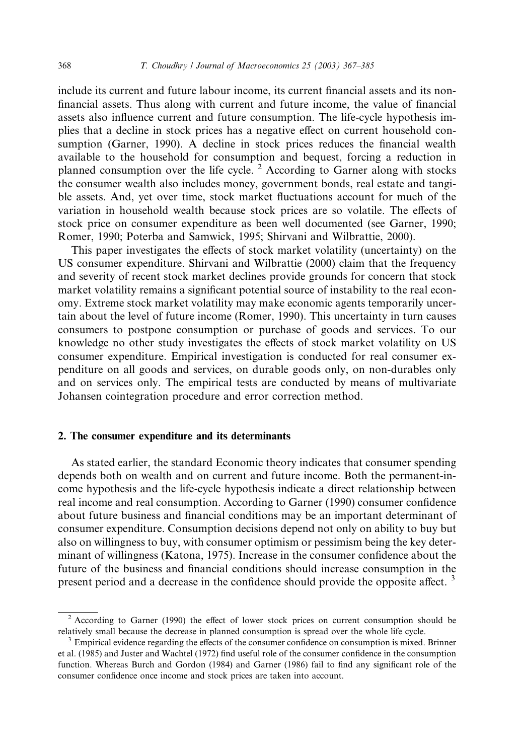include its current and future labour income, its current financial assets and its non-financial assets. Thus along with current and future income, the value of financial assets also influence current and future consumption. The life-cycle hypothesis implies that a decline in stock prices has a negative effect on current household consumption (Garner, 1990). A decline in stock prices reduces the financial wealth available to the household for consumption and bequest, forcing a reduction in planned consumption over the life cycle. [2] According to Garner along with stocks the consumer wealth also includes money, government bonds, real estate and tangible assets. And, yet over time, stock market fluctuations account for much of the variation in household wealth because stock prices are so volatile. The effects of stock price on consumer expenditure as been well documented (see Garner, 1990; Romer, 1990; Poterba and Samwick, 1995; Shirvani and Wilbrattie, 2000).

This paper investigates the effects of stock market volatility (uncertainty) on the US consumer expenditure. Shirvani and Wilbrattie (2000) claim that the frequency and severity of recent stock market declines provide grounds for concern that stock market volatility remains a significant potential source of instability to the real economy. Extreme stock market volatility may make economic agents temporarily uncertain about the level of future income (Romer, 1990). This uncertainty in turn causes consumers to postpone consumption or purchase of goods and services. To our knowledge no other study investigates the effects of stock market volatility on US consumer expenditure. Empirical investigation is conducted for real consumer expenditure on all goods and services, on durable goods only, on non-durables only and on services only. The empirical tests are conducted by means of multivariate Johansen cointegration procedure and error correction method.

## 2. The consumer expenditure and its determinants

As stated earlier, the standard Economic theory indicates that consumer spending depends both on wealth and on current and future income. Both the permanent-income hypothesis and the life-cycle hypothesis indicate a direct relationship between real income and real consumption. According to Garner (1990) consumer confidence about future business and financial conditions may be an important determinant of consumer expenditure. Consumption decisions depend not only on ability to buy but also on willingness to buy, with consumer optimism or pessimism being the key determinant of willingness (Katona, 1975). Increase in the consumer confidence about the future of the business and financial conditions should increase consumption in the present period and a decrease in the confidence should provide the opposite affect. [3]

[2] According to Garner (1990) the effect of lower stock prices on current consumption should be relatively small because the decrease in planned consumption is spread over the whole life cycle.

[3] Empirical evidence regarding the effects of the consumer confidence on consumption is mixed. Brinner et al. (1985) and Juster and Wachtel (1972) find useful role of the consumer confidence in the consumption function. Whereas Burch and Gordon (1984) and Garner (1986) fail to find any significant role of the consumer confidence once income and stock prices are taken into account.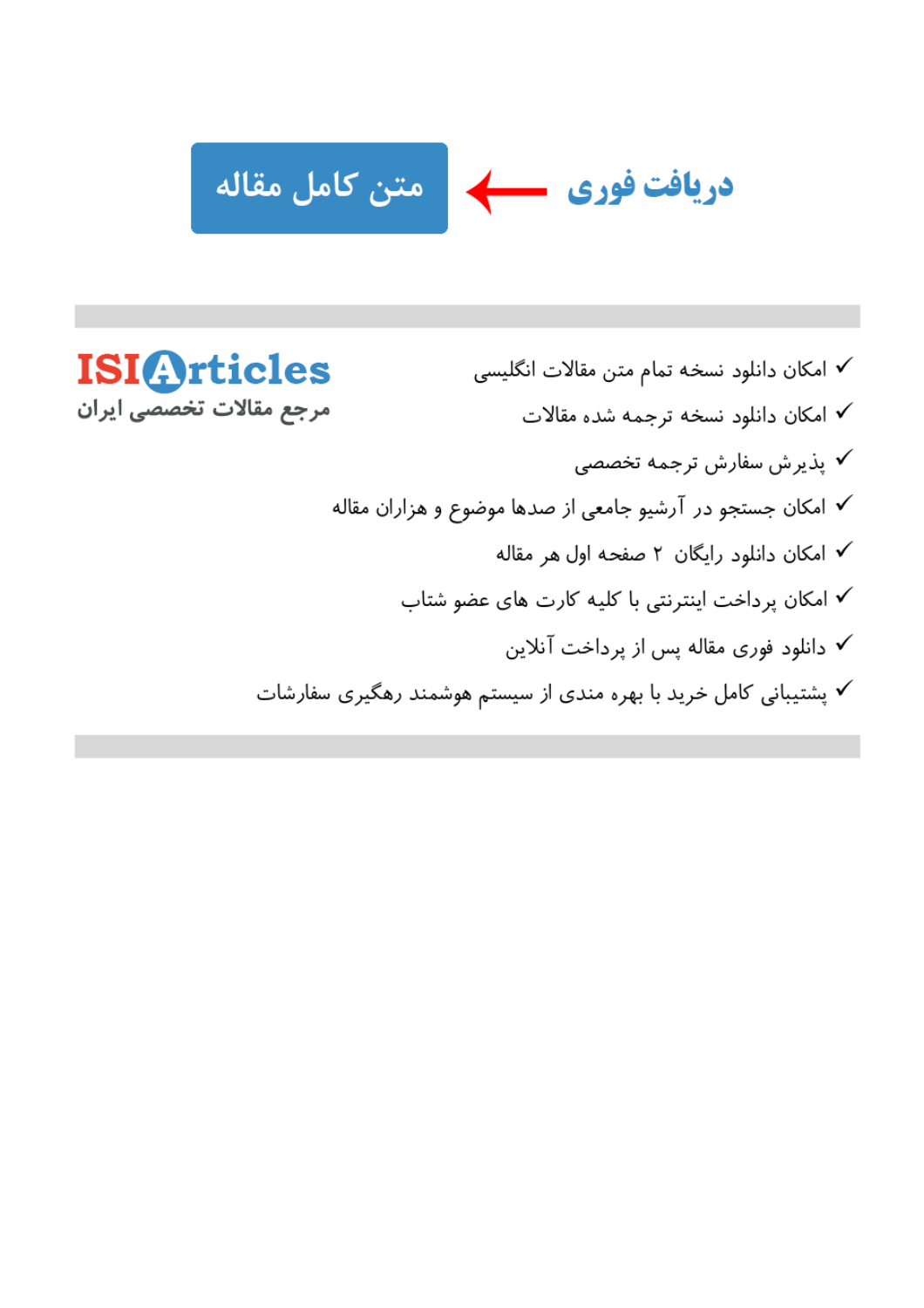دریافت فوری ← **متن کامل مقاله**

**ISIArticles**
مرجع مقالات تخصصی ایران

- ✓ امکان دانلود نسخه تمام متن مقالات انگلیسی
- ✓ امکان دانلود نسخه ترجمه شده مقالات
- ✓ پذیرش سفارش ترجمه تخصصی
- ✓ امکان جستجو در آرشیو جامعی از صدها موضوع و هزاران مقاله
- ✓ امکان دانلود رایگان ۲ صفحه اول هر مقاله
- ✓ امکان پرداخت اینترنتی با کلیه کارت های عضو شتاب
- ✓ دانلود فوری مقاله پس از پرداخت آنلاین
- ✓ پشتیبانی کامل خرید با بهره مندی از سیستم هوشمند رهگیری سفارشات